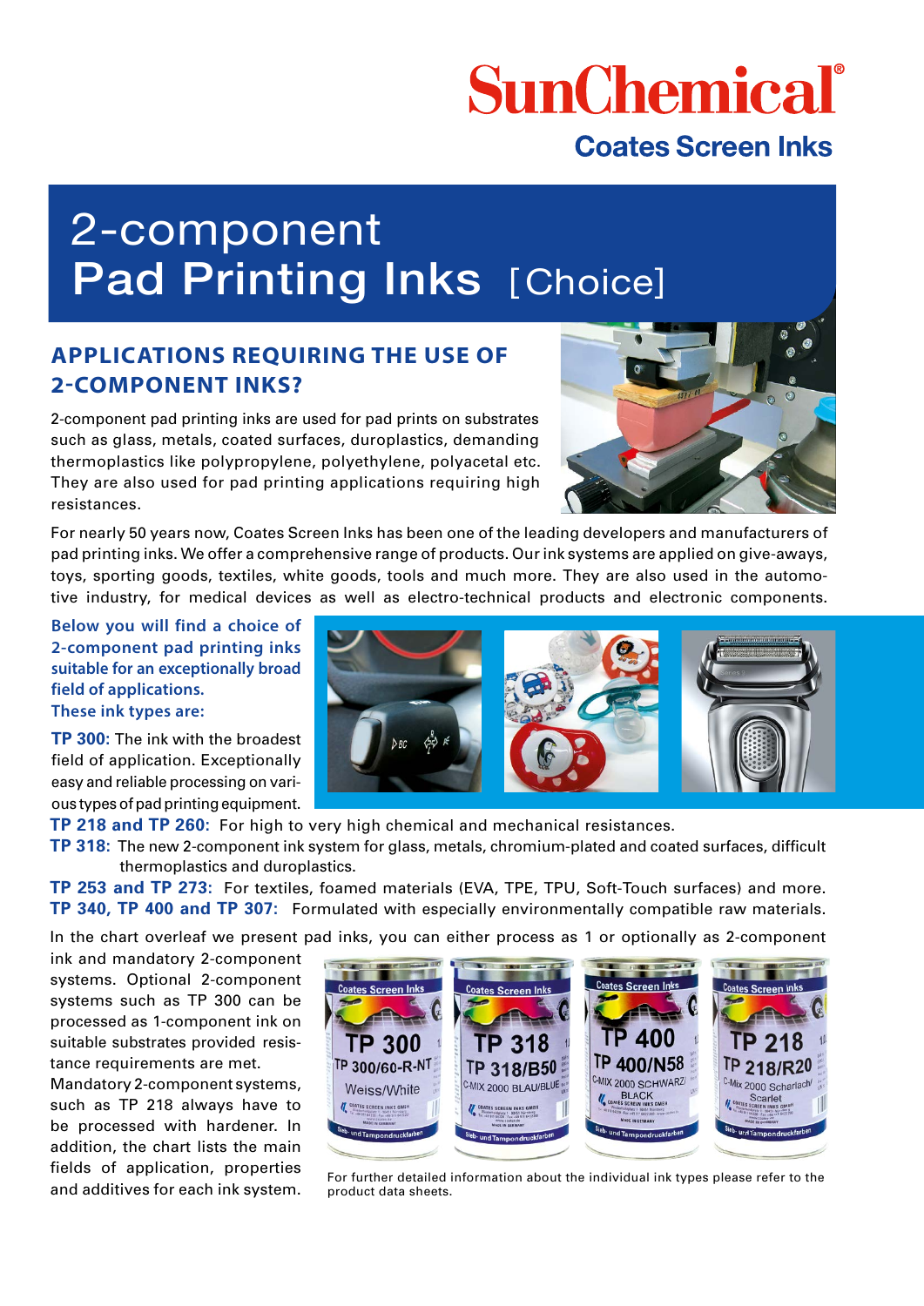SunChemical®

Coates Screen Inks

# 2-component Pad Printing Inks [Choice]

## APPLICATIONS REQUIRING THE USE OF 2-COMPONENT INKS?

2-component pad printing inks are used for pad prints on substrates such as glass, metals, coated surfaces, duroplastics, demanding thermoplastics like polypropylene, polyethylene, polyacetal etc. They are also used for pad printing applications requiring high resistances.

For nearly 50 years now, Coates Screen Inks has been one of the leading developers and manufacturers of pad printing inks. We offer a comprehensive range of products. Our ink systems are applied on give-aways, toys, sporting goods, textiles, white goods, tools and much more. They are also used in the automotive industry, for medical devices as well as electro-technical products and electronic components.

**Below you will find a choice of 2-component pad printing inks suitable for an exceptionally broad field of applications. These ink types are:**

**TP 300:** The ink with the broadest field of application. Exceptionally easy and reliable processing on various types of pad printing equipment.

**TP 218 and TP 260:** For high to very high chemical and mechanical resistances.

**TP 318:** The new 2-component ink system for glass, metals, chromium-plated and coated surfaces, difficult thermoplastics and duroplastics.

**TP 253 and TP 273:** For textiles, foamed materials (EVA, TPE, TPU, Soft-Touch surfaces) and more.

**TP 340, TP 400 and TP 307:** Formulated with especially environmentally compatible raw materials.

In the chart overleaf we present pad inks, you can either process as 1 or optionally as 2-component ink and mandatory 2-component systems. Optional 2-component systems such as TP 300 can be processed as 1-component ink on suitable substrates provided resistance requirements are met. Mandatory 2-component systems, such as TP 218 always have to be processed with hardener. In addition, the chart lists the main fields of application, properties and additives for each ink system.

For further detailed information about the individual ink types please refer to the product data sheets.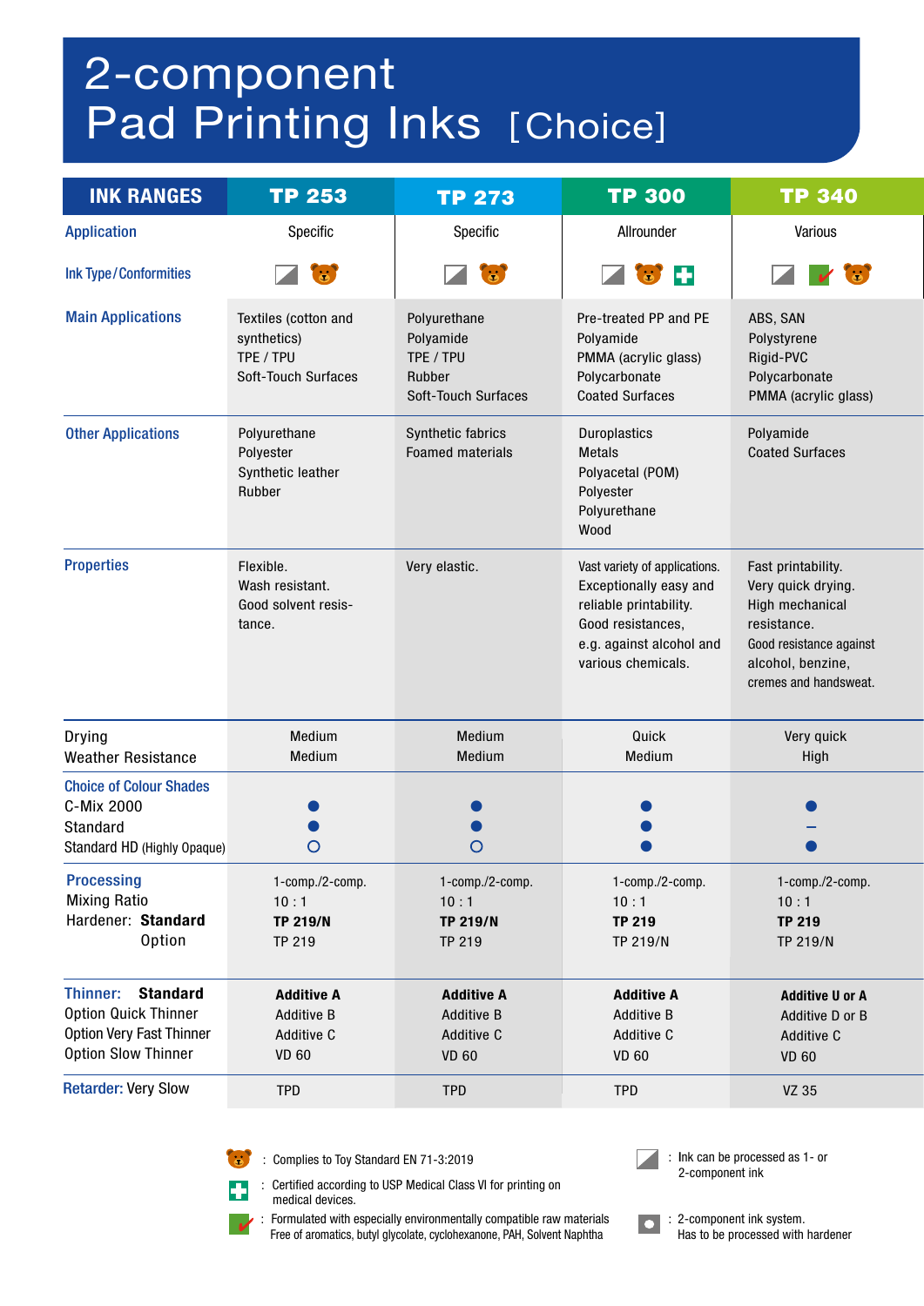# 2-component Pad Printing Inks [Choice]

| INK RANGES | TP 253 | TP 273 | TP 300 | TP 340 |
|---|---|---|---|---|
| Application | Specific | Specific | Allrounder | Various |
| Ink Type/Conformities | 1-/2-comp., Toy Standard | 1-/2-comp., Toy Standard | 1-/2-comp., Toy Standard, USP Medical Class VI | 1-/2-comp., Environmentally compatible, Toy Standard |
| Main Applications | Textiles (cotton and synthetics)<br>TPE / TPU<br>Soft-Touch Surfaces | Polyurethane<br>Polyamide<br>TPE / TPU<br>Rubber<br>Soft-Touch Surfaces | Pre-treated PP and PE<br>Polyamide<br>PMMA (acrylic glass)<br>Polycarbonate<br>Coated Surfaces | ABS, SAN<br>Polystyrene<br>Rigid-PVC<br>Polycarbonate<br>PMMA (acrylic glass) |
| Other Applications | Polyurethane<br>Polyester<br>Synthetic leather<br>Rubber | Synthetic fabrics<br>Foamed materials | Duroplastics<br>Metals<br>Polyacetal (POM)<br>Polyester<br>Polyurethane<br>Wood | Polyamide<br>Coated Surfaces |
| Properties | Flexible.<br>Wash resistant.<br>Good solvent resistance. | Very elastic. | Vast variety of applications.<br>Exceptionally easy and reliable printability.<br>Good resistances, e.g. against alcohol and various chemicals. | Fast printability.<br>Very quick drying.<br>High mechanical resistance.<br>Good resistance against alcohol, benzine, cremes and handsweat. |
| Drying | Medium | Medium | Quick | Very quick |
| Weather Resistance | Medium | Medium | Medium | High |
| **Choice of Colour Shades** | | | | |
| C-Mix 2000 | ● | ● | ● | ● |
| Standard | ● | ● | ● | – |
| Standard HD (Highly Opaque) | ○ | ○ | ● | ● |
| **Processing** | 1-comp./2-comp. | 1-comp./2-comp. | 1-comp./2-comp. | 1-comp./2-comp. |
| Mixing Ratio | 10 : 1 | 10 : 1 | 10 : 1 | 10 : 1 |
| Hardener: **Standard** | **TP 219/N** | **TP 219/N** | **TP 219** | **TP 219** |
| Option | TP 219 | TP 219 | TP 219/N | TP 219/N |
| Thinner: **Standard** | **Additive A** | **Additive A** | **Additive A** | **Additive U or A** |
| Option Quick Thinner | Additive B | Additive B | Additive B | Additive D or B |
| Option Very Fast Thinner | Additive C | Additive C | Additive C | Additive C |
| Option Slow Thinner | VD 60 | VD 60 | VD 60 | VD 60 |
| Retarder: Very Slow | TPD | TPD | TPD | VZ 35 |

- Toy Standard (bear icon): Complies to Toy Standard EN 71-3:2019
- Medical cross icon: Certified according to USP Medical Class VI for printing on medical devices.
- Check mark icon: Formulated with especially environmentally compatible raw materials. Free of aromatics, butyl glycolate, cyclohexanone, PAH, Solvent Naphtha
- Half-shaded square icon: Ink can be processed as 1- or 2-component ink
- Dot square icon: 2-component ink system. Has to be processed with hardener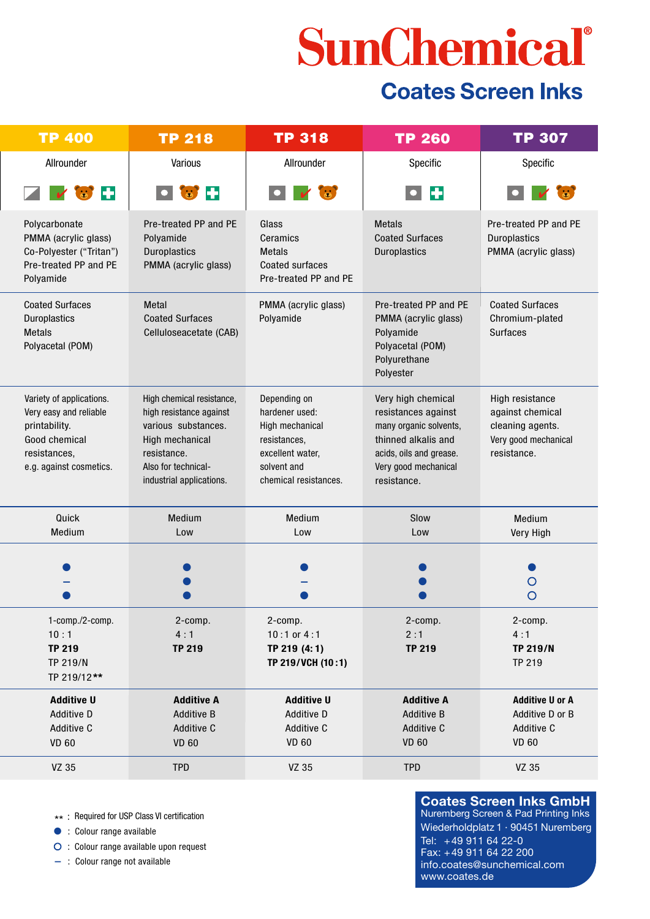# SunChemical®

## Coates Screen Inks

| TP 400 | TP 218 | TP 318 | TP 260 | TP 307 |
|---|---|---|---|---|
| Allrounder | Various | Allrounder | Specific | Specific |
| Polycarbonate<br>PMMA (acrylic glass)<br>Co-Polyester ("Tritan")<br>Pre-treated PP and PE<br>Polyamide | Pre-treated PP and PE<br>Polyamide<br>Duroplastics<br>PMMA (acrylic glass) | Glass<br>Ceramics<br>Metals<br>Coated surfaces<br>Pre-treated PP and PE | Metals<br>Coated Surfaces<br>Duroplastics | Pre-treated PP and PE<br>Duroplastics<br>PMMA (acrylic glass) |
| Coated Surfaces<br>Duroplastics<br>Metals<br>Polyacetal (POM) | Metal<br>Coated Surfaces<br>Celluloseacetate (CAB) | PMMA (acrylic glass)<br>Polyamide | Pre-treated PP and PE<br>PMMA (acrylic glass)<br>Polyamide<br>Polyacetal (POM)<br>Polyurethane<br>Polyester | Coated Surfaces<br>Chromium-plated Surfaces |
| Variety of applications. Very easy and reliable printability. Good chemical resistances, e.g. against cosmetics. | High chemical resistance, high resistance against various substances. High mechanical resistance. Also for technical-industrial applications. | Depending on hardener used: High mechanical resistances, excellent water, solvent and chemical resistances. | Very high chemical resistances against many organic solvents, thinned alkalis and acids, oils and grease. Very good mechanical resistance. | High resistance against chemical cleaning agents. Very good mechanical resistance. |
| Quick<br>Medium | Medium<br>Low | Medium<br>Low | Slow<br>Low | Medium<br>Very High |
| ●<br>–<br>● | ●<br>●<br>● | ●<br>–<br>● | ●<br>●<br>● | ●<br>○<br>○ |
| 1-comp./2-comp.<br>10 : 1<br>**TP 219**<br>TP 219/N<br>TP 219/12** | 2-comp.<br>4 : 1<br>**TP 219** | 2-comp.<br>10 : 1 or 4 : 1<br>**TP 219 (4: 1)**<br>**TP 219/VCH (10 : 1)** | 2-comp.<br>2 : 1<br>**TP 219** | 2-comp.<br>4 : 1<br>**TP 219/N**<br>TP 219 |
| **Additive U**<br>Additive D<br>Additive C<br>VD 60 | **Additive A**<br>Additive B<br>Additive C<br>VD 60 | **Additive U**<br>Additive D<br>Additive C<br>VD 60 | **Additive A**<br>Additive B<br>Additive C<br>VD 60 | **Additive U or A**<br>Additive D or B<br>Additive C<br>VD 60 |
| VZ 35 | TPD | VZ 35 | TPD | VZ 35 |

** : Required for USP Class VI certification
● : Colour range available
○ : Colour range available upon request
– : Colour range not available

**Coates Screen Inks GmbH**
Nuremberg Screen & Pad Printing Inks
Wiederholdplatz 1 · 90451 Nuremberg
Tel: +49 911 64 22-0
Fax: +49 911 64 22 200
info.coates@sunchemical.com
www.coates.de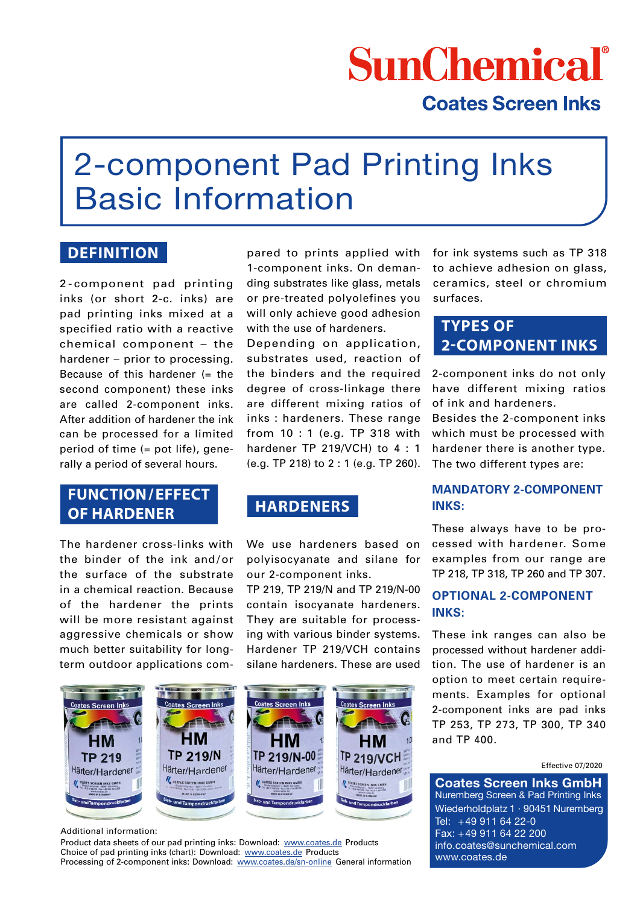SunChemical®

Coates Screen Inks

# 2-component Pad Printing Inks Basic Information

## DEFINITION

2-component pad printing inks (or short 2-c. inks) are pad printing inks mixed at a specified ratio with a reactive chemical component – the hardener – prior to processing. Because of this hardener (= this second component) these inks are called 2-component inks. After addition of hardener the ink can be processed for a limited period of time (= pot life), generally a period of several hours.

## FUNCTION/EFFECT OF HARDENER

The hardener cross-links with the binder of the ink and/or the surface of the substrate in a chemical reaction. Because of the hardener the prints will be more resistant against aggressive chemicals or show much better suitability for long-term outdoor applications compared to prints applied with 1-component inks. On demanding substrates like glass, metals or pre-treated polyolefines you will only achieve good adhesion with the use of hardeners.

Depending on application, substrates used, reaction of the binders and the required degree of cross-linkage there are different mixing ratios of inks : hardeners. These range from 10 : 1 (e.g. TP 318 with hardener TP 219/VCH) to 4 : 1 (e.g. TP 218) to 2 : 1 (e.g. TP 260).

## HARDENERS

We use hardeners based on polyisocyanate and silane for our 2-component inks.

TP 219, TP 219/N and TP 219/N-00 contain isocyanate hardeners. They are suitable for processing with various binder systems. Hardener TP 219/VCH contains silane hardeners. These are used for ink systems such as TP 318 to achieve adhesion on glass, ceramics, steel or chromium surfaces.

## TYPES OF 2-COMPONENT INKS

2-component inks do not only have different mixing ratios of ink and hardeners.

Besides the 2-component inks which must be processed with hardener there is another type. The two different types are:

### MANDATORY 2-COMPONENT INKS:

These always have to be processed with hardener. Some examples from our range are TP 218, TP 318, TP 260 and TP 307.

### OPTIONAL 2-COMPONENT INKS:

These ink ranges can also be processed without hardener addition. The use of hardener is an option to meet certain requirements. Examples for optional 2-component inks are pad inks TP 253, TP 273, TP 300, TP 340 and TP 400.

Additional information:

Product data sheets of our pad printing inks: Download: www.coates.de Products
Choice of pad printing inks (chart): Download: www.coates.de Products
Processing of 2-component inks: Download: www.coates.de/sn-online General information

Effective 07/2020

**Coates Screen Inks GmbH**
Nuremberg Screen & Pad Printing Inks
Wiederholdplatz 1 · 90451 Nuremberg
Tel: +49 911 64 22-0
Fax: +49 911 64 22 200
info.coates@sunchemical.com
www.coates.de